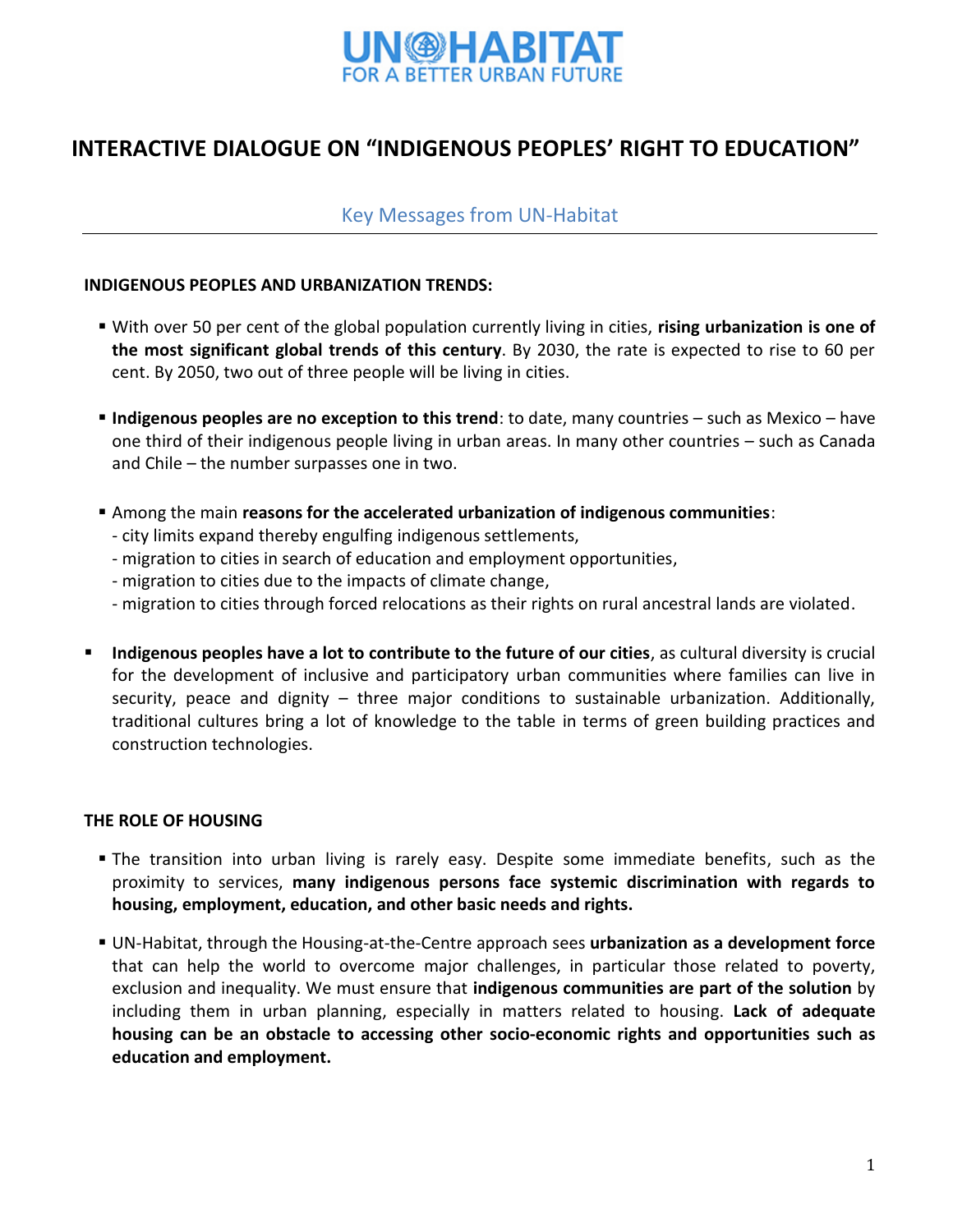# INTERACTIVE DIALOGUE ON "INDIGENOUS PEOPLES' RIGHT TO EDUCATION"

## Key Messages from UN-Habitat

### INDIGENOUS PEOPLES AND URBANIZATION TRENDS:

- With over 50 per cent of the global population currently living in cities, **rising urbanization is one of the most significant global trends of this century**. By 2030, the rate is expected to rise to 60 per cent. By 2050, two out of three people will be living in cities.
- **Indigenous peoples are no exception to this trend**: to date, many countries – such as Mexico – have one third of their indigenous people living in urban areas. In many other countries – such as Canada and Chile – the number surpasses one in two.
- Among the main **reasons for the accelerated urbanization of indigenous communities**:
  - city limits expand thereby engulfing indigenous settlements,
  - migration to cities in search of education and employment opportunities,
  - migration to cities due to the impacts of climate change,
  - migration to cities through forced relocations as their rights on rural ancestral lands are violated.
- **Indigenous peoples have a lot to contribute to the future of our cities**, as cultural diversity is crucial for the development of inclusive and participatory urban communities where families can live in security, peace and dignity – three major conditions to sustainable urbanization. Additionally, traditional cultures bring a lot of knowledge to the table in terms of green building practices and construction technologies.

### THE ROLE OF HOUSING

- The transition into urban living is rarely easy. Despite some immediate benefits, such as the proximity to services, **many indigenous persons face systemic discrimination with regards to housing, employment, education, and other basic needs and rights.**
- UN-Habitat, through the Housing-at-the-Centre approach sees **urbanization as a development force** that can help the world to overcome major challenges, in particular those related to poverty, exclusion and inequality. We must ensure that **indigenous communities are part of the solution** by including them in urban planning, especially in matters related to housing. **Lack of adequate housing can be an obstacle to accessing other socio-economic rights and opportunities such as education and employment.**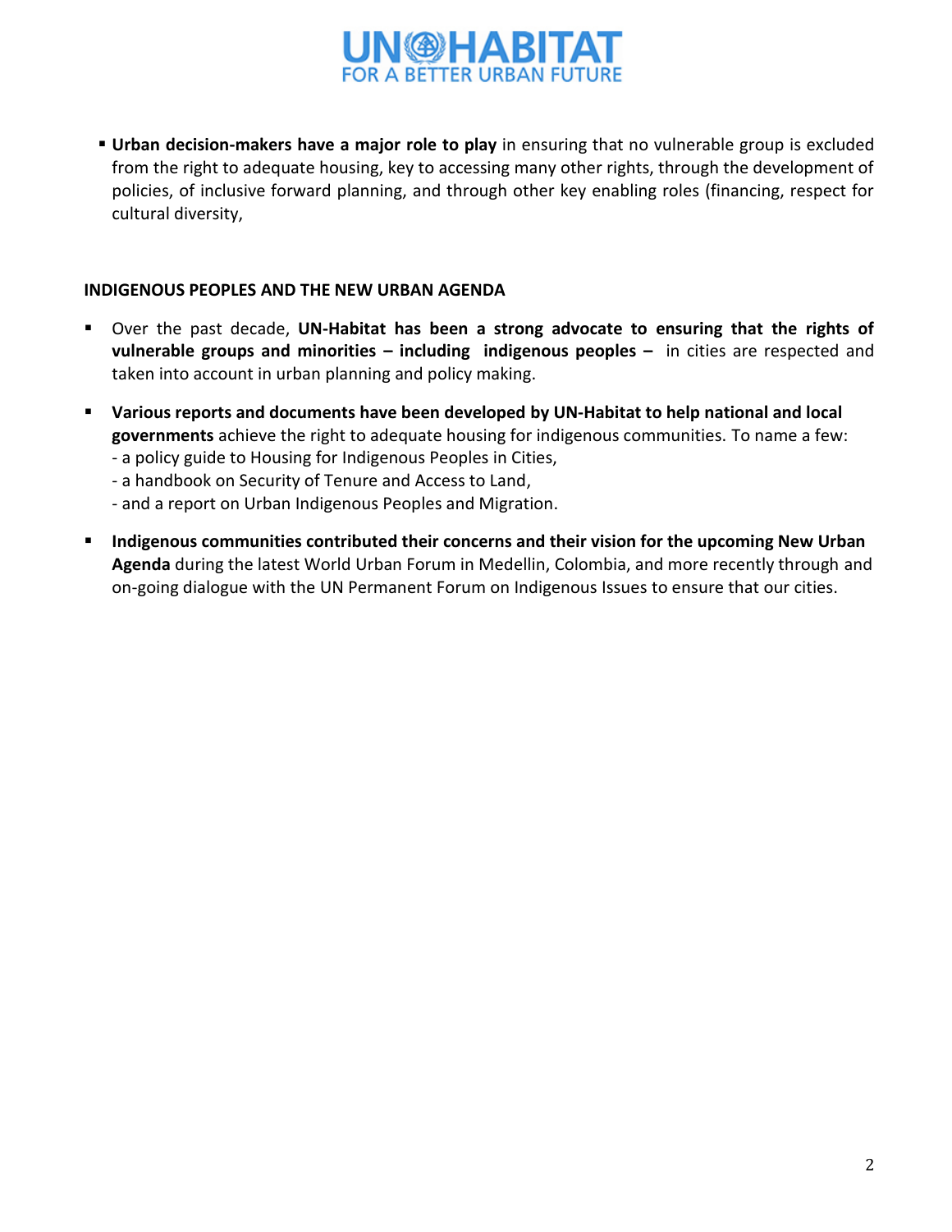- **Urban decision-makers have a major role to play** in ensuring that no vulnerable group is excluded from the right to adequate housing, key to accessing many other rights, through the development of policies, of inclusive forward planning, and through other key enabling roles (financing, respect for cultural diversity,

## INDIGENOUS PEOPLES AND THE NEW URBAN AGENDA

- Over the past decade, **UN-Habitat has been a strong advocate to ensuring that the rights of vulnerable groups and minorities – including indigenous peoples –** in cities are respected and taken into account in urban planning and policy making.
- **Various reports and documents have been developed by UN-Habitat to help national and local governments** achieve the right to adequate housing for indigenous communities. To name a few:
  - a policy guide to Housing for Indigenous Peoples in Cities,
  - a handbook on Security of Tenure and Access to Land,
  - and a report on Urban Indigenous Peoples and Migration.
- **Indigenous communities contributed their concerns and their vision for the upcoming New Urban Agenda** during the latest World Urban Forum in Medellin, Colombia, and more recently through and on-going dialogue with the UN Permanent Forum on Indigenous Issues to ensure that our cities.